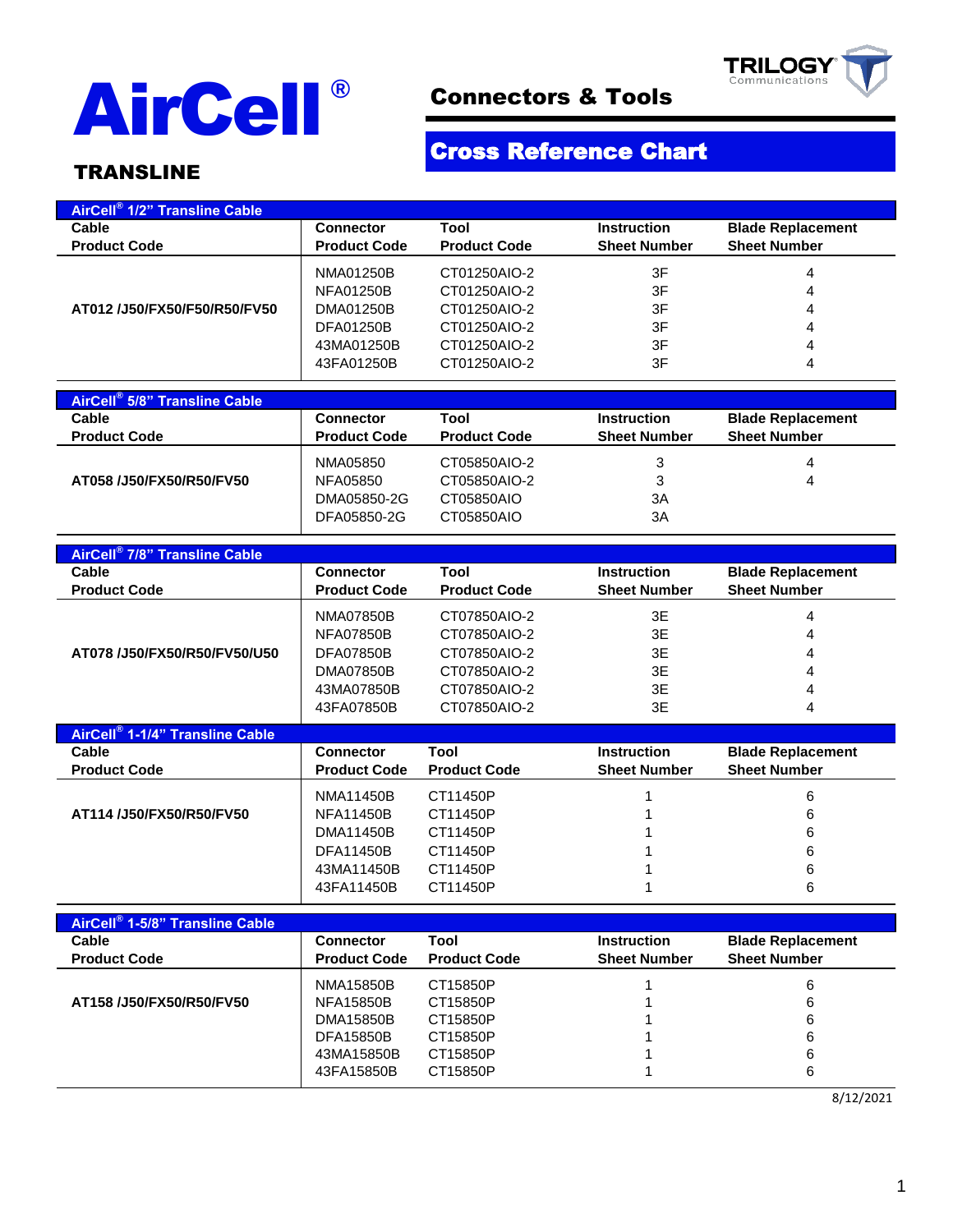# AirCell®

## TRANSLINE

## Connectors & Tools

## Cross Reference Chart

### AirCell® 1/2" Transline Cable

| Cable Product Code | Connector Product Code | Tool Product Code | Instruction Sheet Number | Blade Replacement Sheet Number |
|---|---|---|---|---|
| AT012 /J50/FX50/F50/R50/FV50 | NMA01250B | CT01250AIO-2 | 3F | 4 |
| | NFA01250B | CT01250AIO-2 | 3F | 4 |
| | DMA01250B | CT01250AIO-2 | 3F | 4 |
| | DFA01250B | CT01250AIO-2 | 3F | 4 |
| | 43MA01250B | CT01250AIO-2 | 3F | 4 |
| | 43FA01250B | CT01250AIO-2 | 3F | 4 |

### AirCell® 5/8" Transline Cable

| Cable Product Code | Connector Product Code | Tool Product Code | Instruction Sheet Number | Blade Replacement Sheet Number |
|---|---|---|---|---|
| AT058 /J50/FX50/R50/FV50 | NMA05850 | CT05850AIO-2 | 3 | 4 |
| | NFA05850 | CT05850AIO-2 | 3 | 4 |
| | DMA05850-2G | CT05850AIO | 3A | |
| | DFA05850-2G | CT05850AIO | 3A | |

### AirCell® 7/8" Transline Cable

| Cable Product Code | Connector Product Code | Tool Product Code | Instruction Sheet Number | Blade Replacement Sheet Number |
|---|---|---|---|---|
| AT078 /J50/FX50/R50/FV50/U50 | NMA07850B | CT07850AIO-2 | 3E | 4 |
| | NFA07850B | CT07850AIO-2 | 3E | 4 |
| | DFA07850B | CT07850AIO-2 | 3E | 4 |
| | DMA07850B | CT07850AIO-2 | 3E | 4 |
| | 43MA07850B | CT07850AIO-2 | 3E | 4 |
| | 43FA07850B | CT07850AIO-2 | 3E | 4 |

### AirCell® 1-1/4" Transline Cable

| Cable Product Code | Connector Product Code | Tool Product Code | Instruction Sheet Number | Blade Replacement Sheet Number |
|---|---|---|---|---|
| AT114 /J50/FX50/R50/FV50 | NMA11450B | CT11450P | 1 | 6 |
| | NFA11450B | CT11450P | 1 | 6 |
| | DMA11450B | CT11450P | 1 | 6 |
| | DFA11450B | CT11450P | 1 | 6 |
| | 43MA11450B | CT11450P | 1 | 6 |
| | 43FA11450B | CT11450P | 1 | 6 |

### AirCell® 1-5/8" Transline Cable

| Cable Product Code | Connector Product Code | Tool Product Code | Instruction Sheet Number | Blade Replacement Sheet Number |
|---|---|---|---|---|
| AT158 /J50/FX50/R50/FV50 | NMA15850B | CT15850P | 1 | 6 |
| | NFA15850B | CT15850P | 1 | 6 |
| | DMA15850B | CT15850P | 1 | 6 |
| | DFA15850B | CT15850P | 1 | 6 |
| | 43MA15850B | CT15850P | 1 | 6 |
| | 43FA15850B | CT15850P | 1 | 6 |

8/12/2021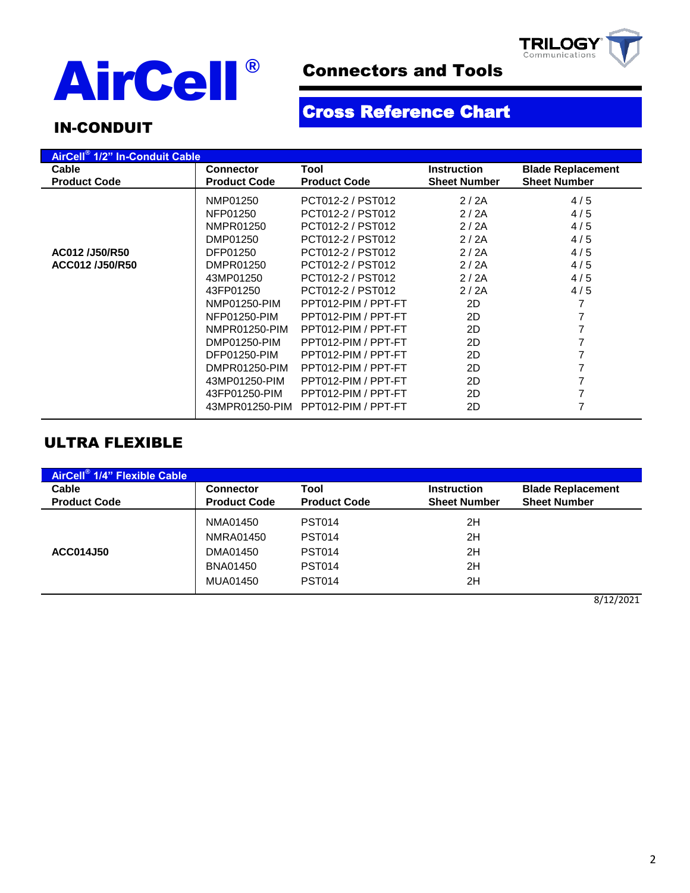# AirCell®

## Connectors and Tools

## Cross Reference Chart

## IN-CONDUIT

| AirCell® 1/2" In-Conduit Cable | | | | |
|---|---|---|---|---|
| **Cable Product Code** | **Connector Product Code** | **Tool Product Code** | **Instruction Sheet Number** | **Blade Replacement Sheet Number** |
| AC012 /J50/R50<br>ACC012 /J50/R50 | NMP01250 | PCT012-2 / PST012 | 2 / 2A | 4 / 5 |
| | NFP01250 | PCT012-2 / PST012 | 2 / 2A | 4 / 5 |
| | NMPR01250 | PCT012-2 / PST012 | 2 / 2A | 4 / 5 |
| | DMP01250 | PCT012-2 / PST012 | 2 / 2A | 4 / 5 |
| | DFP01250 | PCT012-2 / PST012 | 2 / 2A | 4 / 5 |
| | DMPR01250 | PCT012-2 / PST012 | 2 / 2A | 4 / 5 |
| | 43MP01250 | PCT012-2 / PST012 | 2 / 2A | 4 / 5 |
| | 43FP01250 | PCT012-2 / PST012 | 2 / 2A | 4 / 5 |
| | NMP01250-PIM | PPT012-PIM / PPT-FT | 2D | 7 |
| | NFP01250-PIM | PPT012-PIM / PPT-FT | 2D | 7 |
| | NMPR01250-PIM | PPT012-PIM / PPT-FT | 2D | 7 |
| | DMP01250-PIM | PPT012-PIM / PPT-FT | 2D | 7 |
| | DFP01250-PIM | PPT012-PIM / PPT-FT | 2D | 7 |
| | DMPR01250-PIM | PPT012-PIM / PPT-FT | 2D | 7 |
| | 43MP01250-PIM | PPT012-PIM / PPT-FT | 2D | 7 |
| | 43FP01250-PIM | PPT012-PIM / PPT-FT | 2D | 7 |
| | 43MPR01250-PIM | PPT012-PIM / PPT-FT | 2D | 7 |

## ULTRA FLEXIBLE

| AirCell® 1/4" Flexible Cable | | | | |
|---|---|---|---|---|
| **Cable Product Code** | **Connector Product Code** | **Tool Product Code** | **Instruction Sheet Number** | **Blade Replacement Sheet Number** |
| ACC014J50 | NMA01450 | PST014 | 2H | |
| | NMRA01450 | PST014 | 2H | |
| | DMA01450 | PST014 | 2H | |
| | BNA01450 | PST014 | 2H | |
| | MUA01450 | PST014 | 2H | |

8/12/2021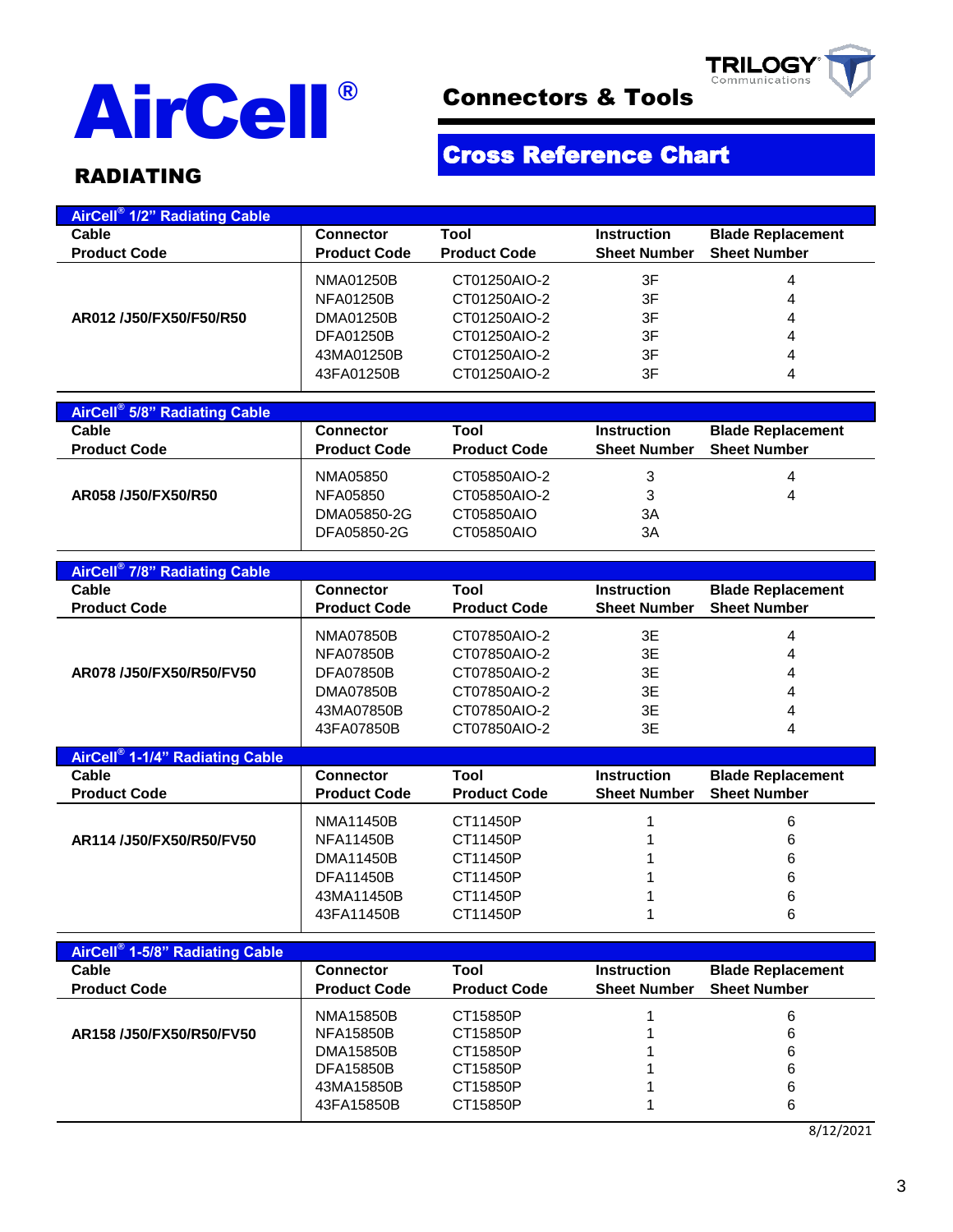# AirCell®

## Connectors & Tools

## Cross Reference Chart

### RADIATING

**AirCell® 1/2" Radiating Cable**

| Cable Product Code | Connector Product Code | Tool Product Code | Instruction Sheet Number | Blade Replacement Sheet Number |
|---|---|---|---|---|
| AR012 /J50/FX50/F50/R50 | NMA01250B | CT01250AIO-2 | 3F | 4 |
| | NFA01250B | CT01250AIO-2 | 3F | 4 |
| | DMA01250B | CT01250AIO-2 | 3F | 4 |
| | DFA01250B | CT01250AIO-2 | 3F | 4 |
| | 43MA01250B | CT01250AIO-2 | 3F | 4 |
| | 43FA01250B | CT01250AIO-2 | 3F | 4 |

**AirCell® 5/8" Radiating Cable**

| Cable Product Code | Connector Product Code | Tool Product Code | Instruction Sheet Number | Blade Replacement Sheet Number |
|---|---|---|---|---|
| AR058 /J50/FX50/R50 | NMA05850 | CT05850AIO-2 | 3 | 4 |
| | NFA05850 | CT05850AIO-2 | 3 | 4 |
| | DMA05850-2G | CT05850AIO | 3A | |
| | DFA05850-2G | CT05850AIO | 3A | |

**AirCell® 7/8" Radiating Cable**

| Cable Product Code | Connector Product Code | Tool Product Code | Instruction Sheet Number | Blade Replacement Sheet Number |
|---|---|---|---|---|
| AR078 /J50/FX50/R50/FV50 | NMA07850B | CT07850AIO-2 | 3E | 4 |
| | NFA07850B | CT07850AIO-2 | 3E | 4 |
| | DFA07850B | CT07850AIO-2 | 3E | 4 |
| | DMA07850B | CT07850AIO-2 | 3E | 4 |
| | 43MA07850B | CT07850AIO-2 | 3E | 4 |
| | 43FA07850B | CT07850AIO-2 | 3E | 4 |

**AirCell® 1-1/4" Radiating Cable**

| Cable Product Code | Connector Product Code | Tool Product Code | Instruction Sheet Number | Blade Replacement Sheet Number |
|---|---|---|---|---|
| AR114 /J50/FX50/R50/FV50 | NMA11450B | CT11450P | 1 | 6 |
| | NFA11450B | CT11450P | 1 | 6 |
| | DMA11450B | CT11450P | 1 | 6 |
| | DFA11450B | CT11450P | 1 | 6 |
| | 43MA11450B | CT11450P | 1 | 6 |
| | 43FA11450B | CT11450P | 1 | 6 |

**AirCell® 1-5/8" Radiating Cable**

| Cable Product Code | Connector Product Code | Tool Product Code | Instruction Sheet Number | Blade Replacement Sheet Number |
|---|---|---|---|---|
| AR158 /J50/FX50/R50/FV50 | NMA15850B | CT15850P | 1 | 6 |
| | NFA15850B | CT15850P | 1 | 6 |
| | DMA15850B | CT15850P | 1 | 6 |
| | DFA15850B | CT15850P | 1 | 6 |
| | 43MA15850B | CT15850P | 1 | 6 |
| | 43FA15850B | CT15850P | 1 | 6 |

8/12/2021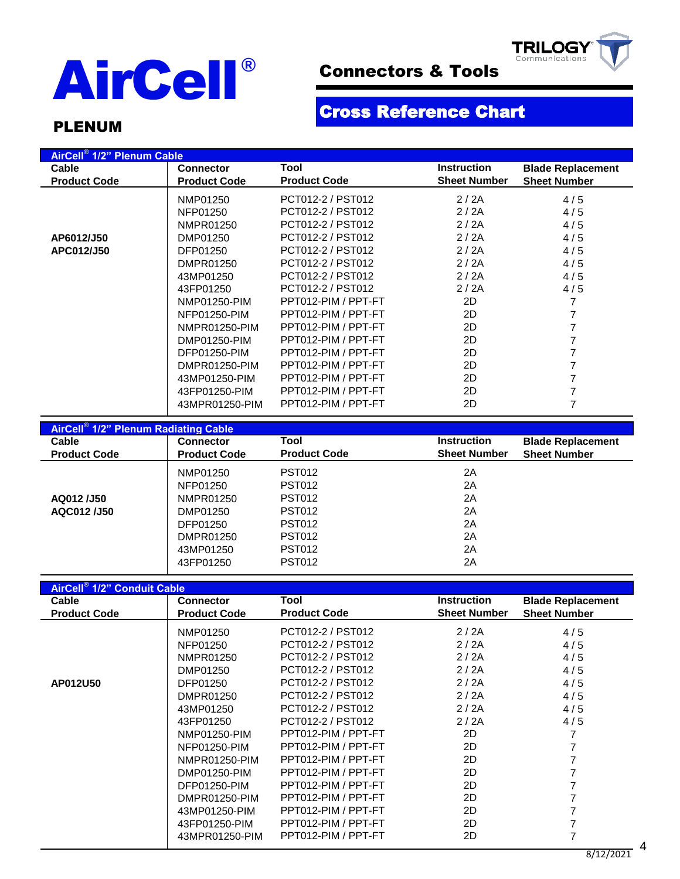# AirCell®

## Connectors & Tools

## Cross Reference Chart

## PLENUM

### AirCell® 1/2" Plenum Cable

| Cable Product Code | Connector Product Code | Tool Product Code | Instruction Sheet Number | Blade Replacement Sheet Number |
|---|---|---|---|---|
| AP6012/J50<br>APC012/J50 | NMP01250 | PCT012-2 / PST012 | 2 / 2A | 4 / 5 |
| | NFP01250 | PCT012-2 / PST012 | 2 / 2A | 4 / 5 |
| | NMPR01250 | PCT012-2 / PST012 | 2 / 2A | 4 / 5 |
| | DMP01250 | PCT012-2 / PST012 | 2 / 2A | 4 / 5 |
| | DFP01250 | PCT012-2 / PST012 | 2 / 2A | 4 / 5 |
| | DMPR01250 | PCT012-2 / PST012 | 2 / 2A | 4 / 5 |
| | 43MP01250 | PCT012-2 / PST012 | 2 / 2A | 4 / 5 |
| | 43FP01250 | PCT012-2 / PST012 | 2 / 2A | 4 / 5 |
| | NMP01250-PIM | PPT012-PIM / PPT-FT | 2D | 7 |
| | NFP01250-PIM | PPT012-PIM / PPT-FT | 2D | 7 |
| | NMPR01250-PIM | PPT012-PIM / PPT-FT | 2D | 7 |
| | DMP01250-PIM | PPT012-PIM / PPT-FT | 2D | 7 |
| | DFP01250-PIM | PPT012-PIM / PPT-FT | 2D | 7 |
| | DMPR01250-PIM | PPT012-PIM / PPT-FT | 2D | 7 |
| | 43MP01250-PIM | PPT012-PIM / PPT-FT | 2D | 7 |
| | 43FP01250-PIM | PPT012-PIM / PPT-FT | 2D | 7 |
| | 43MPR01250-PIM | PPT012-PIM / PPT-FT | 2D | 7 |

### AirCell® 1/2" Plenum Radiating Cable

| Cable Product Code | Connector Product Code | Tool Product Code | Instruction Sheet Number | Blade Replacement Sheet Number |
|---|---|---|---|---|
| AQ012 /J50<br>AQC012 /J50 | NMP01250 | PST012 | 2A | |
| | NFP01250 | PST012 | 2A | |
| | NMPR01250 | PST012 | 2A | |
| | DMP01250 | PST012 | 2A | |
| | DFP01250 | PST012 | 2A | |
| | DMPR01250 | PST012 | 2A | |
| | 43MP01250 | PST012 | 2A | |
| | 43FP01250 | PST012 | 2A | |

### AirCell® 1/2" Conduit Cable

| Cable Product Code | Connector Product Code | Tool Product Code | Instruction Sheet Number | Blade Replacement Sheet Number |
|---|---|---|---|---|
| AP012U50 | NMP01250 | PCT012-2 / PST012 | 2 / 2A | 4 / 5 |
| | NFP01250 | PCT012-2 / PST012 | 2 / 2A | 4 / 5 |
| | NMPR01250 | PCT012-2 / PST012 | 2 / 2A | 4 / 5 |
| | DMP01250 | PCT012-2 / PST012 | 2 / 2A | 4 / 5 |
| | DFP01250 | PCT012-2 / PST012 | 2 / 2A | 4 / 5 |
| | DMPR01250 | PCT012-2 / PST012 | 2 / 2A | 4 / 5 |
| | 43MP01250 | PCT012-2 / PST012 | 2 / 2A | 4 / 5 |
| | 43FP01250 | PCT012-2 / PST012 | 2 / 2A | 4 / 5 |
| | NMP01250-PIM | PPT012-PIM / PPT-FT | 2D | 7 |
| | NFP01250-PIM | PPT012-PIM / PPT-FT | 2D | 7 |
| | NMPR01250-PIM | PPT012-PIM / PPT-FT | 2D | 7 |
| | DMP01250-PIM | PPT012-PIM / PPT-FT | 2D | 7 |
| | DFP01250-PIM | PPT012-PIM / PPT-FT | 2D | 7 |
| | DMPR01250-PIM | PPT012-PIM / PPT-FT | 2D | 7 |
| | 43MP01250-PIM | PPT012-PIM / PPT-FT | 2D | 7 |
| | 43FP01250-PIM | PPT012-PIM / PPT-FT | 2D | 7 |
| | 43MPR01250-PIM | PPT012-PIM / PPT-FT | 2D | 7 |

8/12/2021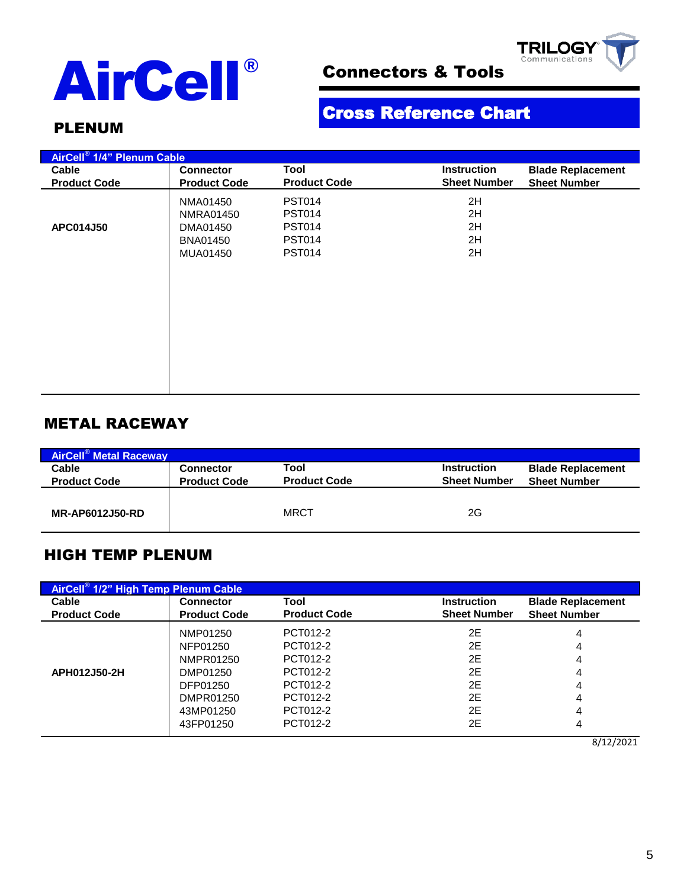# AirCell®

## Connectors & Tools

TRILOGY Communications

## Cross Reference Chart

## PLENUM

| AirCell® 1/4" Plenum Cable | | | | |
|---|---|---|---|---|
| **Cable Product Code** | **Connector Product Code** | **Tool Product Code** | **Instruction Sheet Number** | **Blade Replacement Sheet Number** |
| APC014J50 | NMA01450 | PST014 | 2H | |
| | NMRA01450 | PST014 | 2H | |
| | DMA01450 | PST014 | 2H | |
| | BNA01450 | PST014 | 2H | |
| | MUA01450 | PST014 | 2H | |

## METAL RACEWAY

| AirCell® Metal Raceway | | | | |
|---|---|---|---|---|
| **Cable Product Code** | **Connector Product Code** | **Tool Product Code** | **Instruction Sheet Number** | **Blade Replacement Sheet Number** |
| MR-AP6012J50-RD | | MRCT | 2G | |

## HIGH TEMP PLENUM

| AirCell® 1/2" High Temp Plenum Cable | | | | |
|---|---|---|---|---|
| **Cable Product Code** | **Connector Product Code** | **Tool Product Code** | **Instruction Sheet Number** | **Blade Replacement Sheet Number** |
| APH012J50-2H | NMP01250 | PCT012-2 | 2E | 4 |
| | NFP01250 | PCT012-2 | 2E | 4 |
| | NMPR01250 | PCT012-2 | 2E | 4 |
| | DMP01250 | PCT012-2 | 2E | 4 |
| | DFP01250 | PCT012-2 | 2E | 4 |
| | DMPR01250 | PCT012-2 | 2E | 4 |
| | 43MP01250 | PCT012-2 | 2E | 4 |
| | 43FP01250 | PCT012-2 | 2E | 4 |

8/12/2021